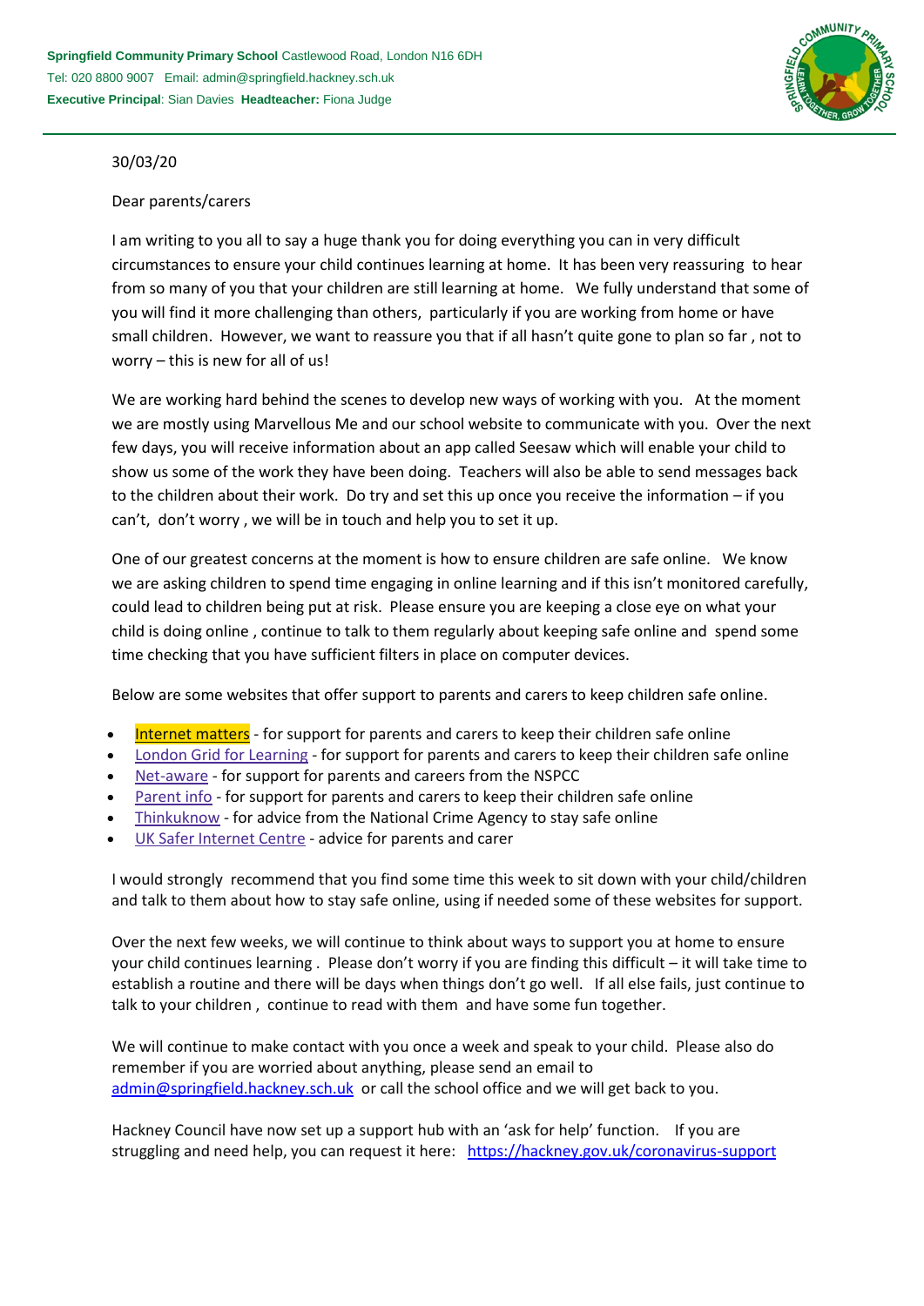**Springfield Community Primary School** Castlewood Road, London N16 6DH
Tel: 020 8800 9007 Email: admin@springfield.hackney.sch.uk
**Executive Principal**: Sian Davies **Headteacher:** Fiona Judge

30/03/20

Dear parents/carers

I am writing to you all to say a huge thank you for doing everything you can in very difficult circumstances to ensure your child continues learning at home. It has been very reassuring to hear from so many of you that your children are still learning at home. We fully understand that some of you will find it more challenging than others, particularly if you are working from home or have small children. However, we want to reassure you that if all hasn't quite gone to plan so far , not to worry – this is new for all of us!

We are working hard behind the scenes to develop new ways of working with you. At the moment we are mostly using Marvellous Me and our school website to communicate with you. Over the next few days, you will receive information about an app called Seesaw which will enable your child to show us some of the work they have been doing. Teachers will also be able to send messages back to the children about their work. Do try and set this up once you receive the information – if you can't, don't worry , we will be in touch and help you to set it up.

One of our greatest concerns at the moment is how to ensure children are safe online. We know we are asking children to spend time engaging in online learning and if this isn't monitored carefully, could lead to children being put at risk. Please ensure you are keeping a close eye on what your child is doing online , continue to talk to them regularly about keeping safe online and spend some time checking that you have sufficient filters in place on computer devices.

Below are some websites that offer support to parents and carers to keep children safe online.

- Internet matters - for support for parents and carers to keep their children safe online
- London Grid for Learning - for support for parents and carers to keep their children safe online
- Net-aware - for support for parents and careers from the NSPCC
- Parent info - for support for parents and carers to keep their children safe online
- Thinkuknow - for advice from the National Crime Agency to stay safe online
- UK Safer Internet Centre - advice for parents and carer

I would strongly recommend that you find some time this week to sit down with your child/children and talk to them about how to stay safe online, using if needed some of these websites for support.

Over the next few weeks, we will continue to think about ways to support you at home to ensure your child continues learning . Please don't worry if you are finding this difficult – it will take time to establish a routine and there will be days when things don't go well. If all else fails, just continue to talk to your children , continue to read with them and have some fun together.

We will continue to make contact with you once a week and speak to your child. Please also do remember if you are worried about anything, please send an email to admin@springfield.hackney.sch.uk or call the school office and we will get back to you.

Hackney Council have now set up a support hub with an 'ask for help' function. If you are struggling and need help, you can request it here: https://hackney.gov.uk/coronavirus-support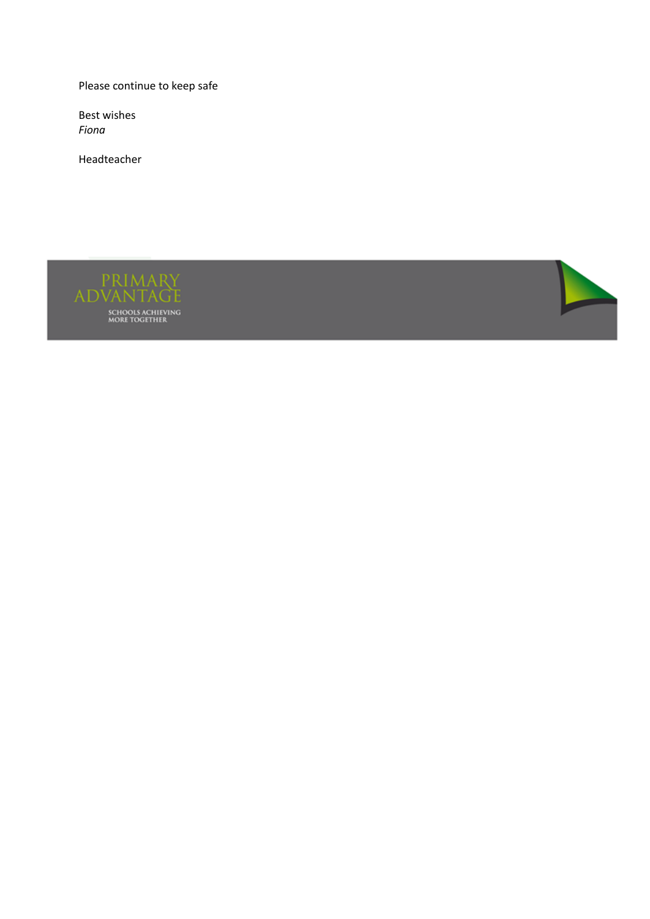Please continue to keep safe

Best wishes
*Fiona*

Headteacher

PRIMARY ADVANTAGE
SCHOOLS ACHIEVING MORE TOGETHER